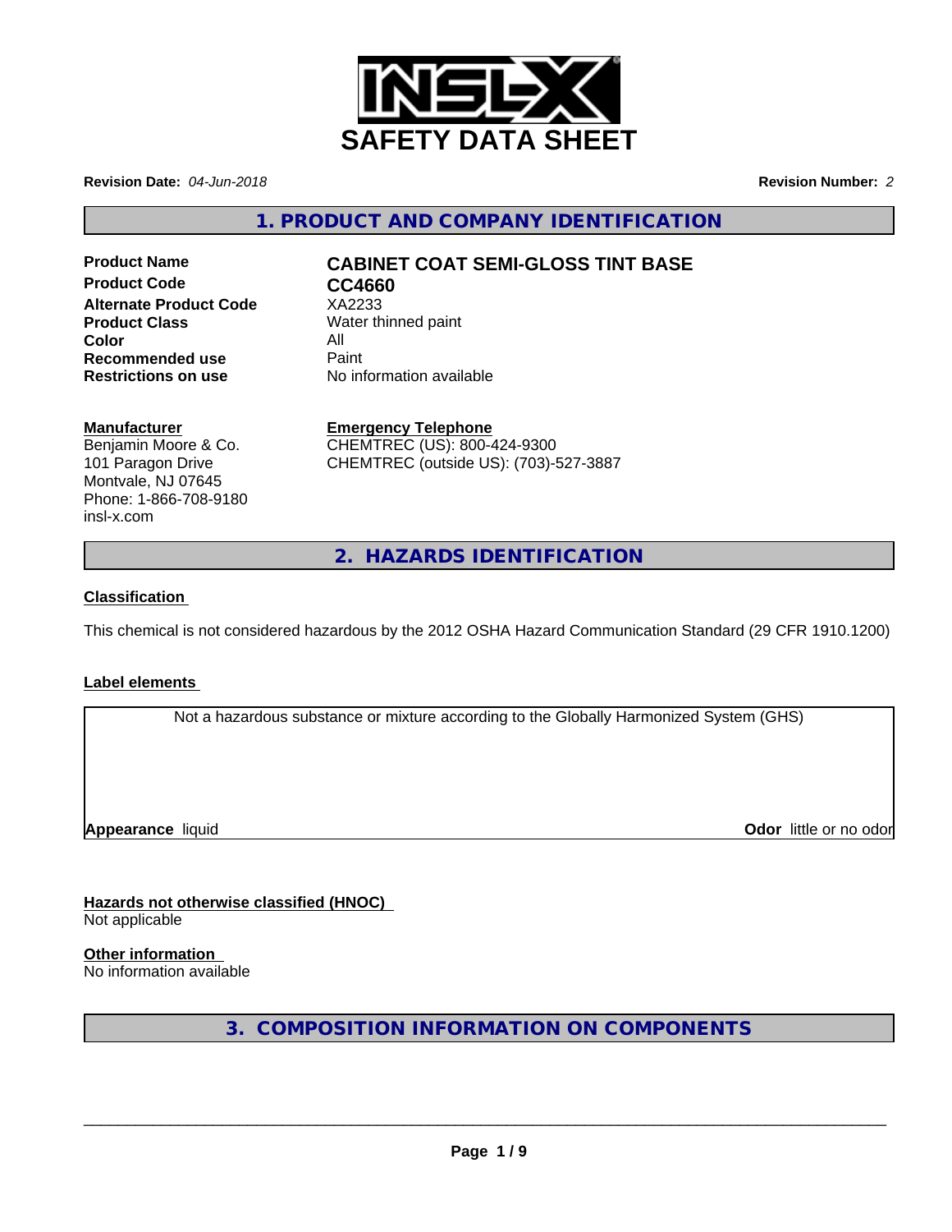# SAFETY DATA SHEET

**Revision Date:** *04-Jun-2018*

**Revision Number:** *2*

## 1. PRODUCT AND COMPANY IDENTIFICATION

| | |
|---|---|
| **Product Name** | **CABINET COAT SEMI-GLOSS TINT BASE** |
| **Product Code** | **CC4660** |
| **Alternate Product Code** | XA2233 |
| **Product Class** | Water thinned paint |
| **Color** | All |
| **Recommended use** | Paint |
| **Restrictions on use** | No information available |

**Manufacturer**
Benjamin Moore & Co.
101 Paragon Drive
Montvale, NJ 07645
Phone: 1-866-708-9180
insl-x.com

**Emergency Telephone**
CHEMTREC (US): 800-424-9300
CHEMTREC (outside US): (703)-527-3887

## 2. HAZARDS IDENTIFICATION

**Classification**

This chemical is not considered hazardous by the 2012 OSHA Hazard Communication Standard (29 CFR 1910.1200)

**Label elements**

Not a hazardous substance or mixture according to the Globally Harmonized System (GHS)

**Appearance** liquid

**Odor** little or no odor

**Hazards not otherwise classified (HNOC)**
Not applicable

**Other information**
No information available

## 3. COMPOSITION INFORMATION ON COMPONENTS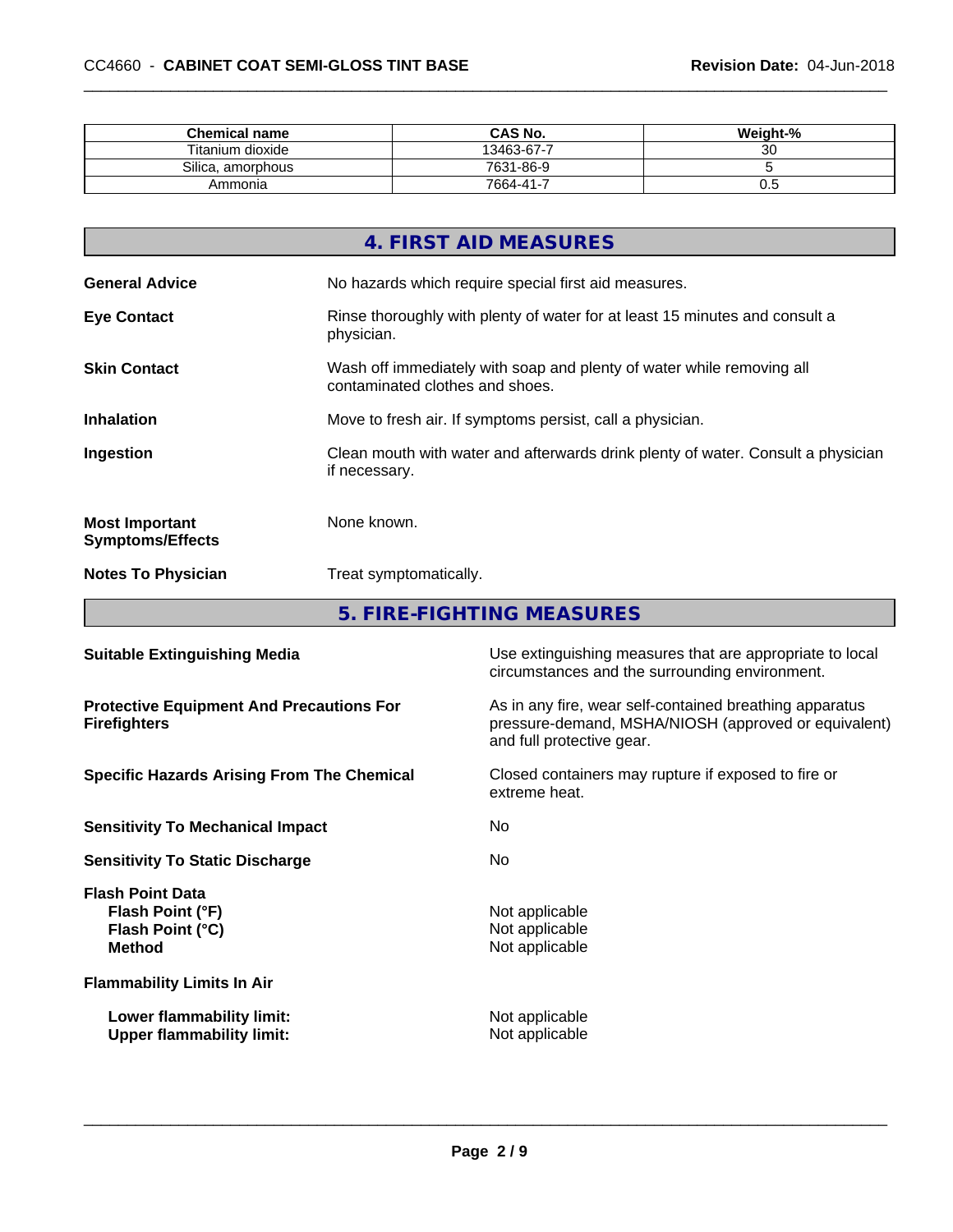| Chemical name | CAS No. | Weight-% |
|---|---|---|
| Titanium dioxide | 13463-67-7 | 30 |
| Silica, amorphous | 7631-86-9 | 5 |
| Ammonia | 7664-41-7 | 0.5 |

## 4. FIRST AID MEASURES

**General Advice**
No hazards which require special first aid measures.

**Eye Contact**
Rinse thoroughly with plenty of water for at least 15 minutes and consult a physician.

**Skin Contact**
Wash off immediately with soap and plenty of water while removing all contaminated clothes and shoes.

**Inhalation**
Move to fresh air. If symptoms persist, call a physician.

**Ingestion**
Clean mouth with water and afterwards drink plenty of water. Consult a physician if necessary.

**Most Important Symptoms/Effects**
None known.

**Notes To Physician**
Treat symptomatically.

## 5. FIRE-FIGHTING MEASURES

**Suitable Extinguishing Media**
Use extinguishing measures that are appropriate to local circumstances and the surrounding environment.

**Protective Equipment And Precautions For Firefighters**
As in any fire, wear self-contained breathing apparatus pressure-demand, MSHA/NIOSH (approved or equivalent) and full protective gear.

**Specific Hazards Arising From The Chemical**
Closed containers may rupture if exposed to fire or extreme heat.

**Sensitivity To Mechanical Impact**
No

**Sensitivity To Static Discharge**
No

**Flash Point Data**
**Flash Point (°F)** Not applicable
**Flash Point (°C)** Not applicable
**Method** Not applicable

**Flammability Limits In Air**

**Lower flammability limit:** Not applicable
**Upper flammability limit:** Not applicable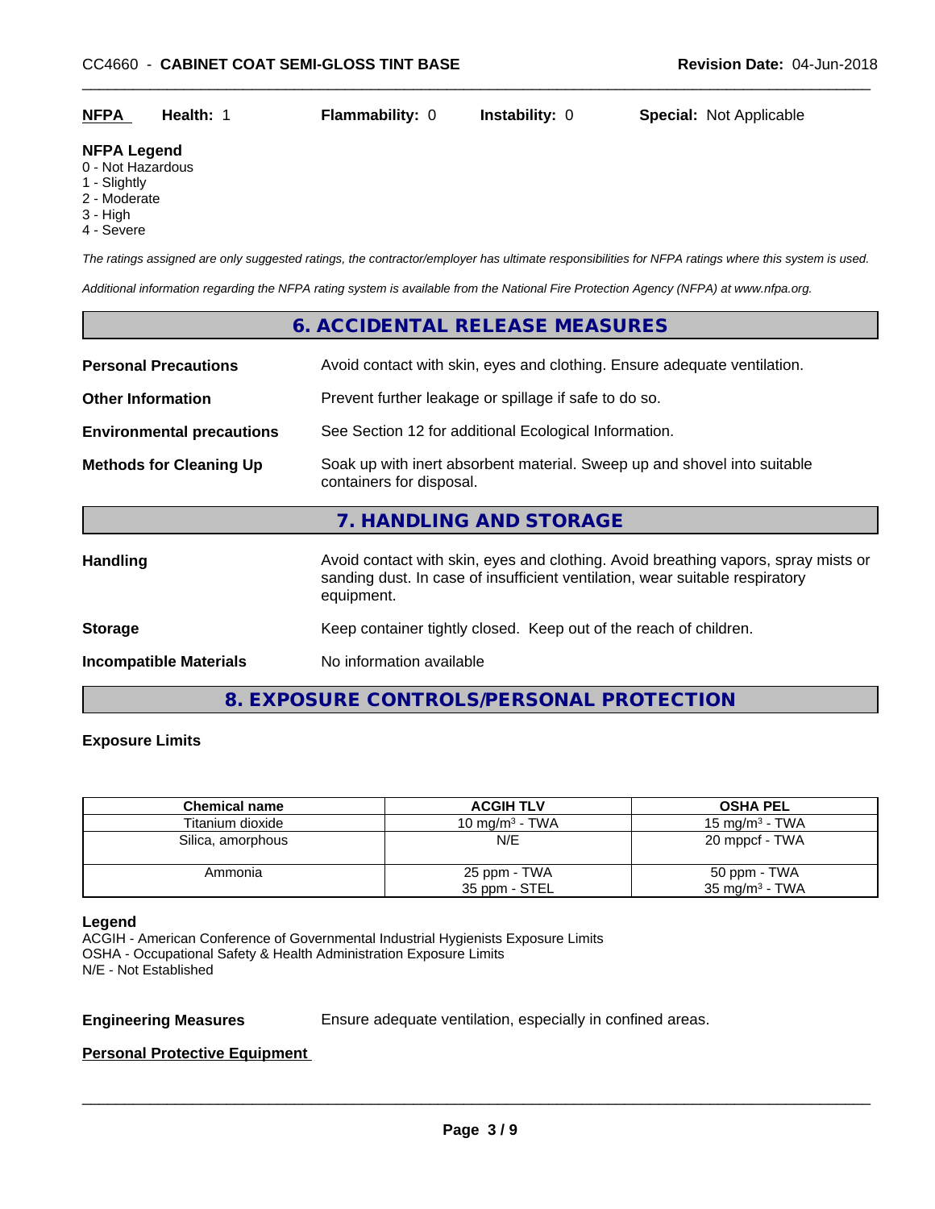| **NFPA** | **Health:** 1 | **Flammability:** 0 | **Instability:** 0 | **Special:** Not Applicable |
|---|---|---|---|---|

**NFPA Legend**
0 - Not Hazardous
1 - Slightly
2 - Moderate
3 - High
4 - Severe

*The ratings assigned are only suggested ratings, the contractor/employer has ultimate responsibilities for NFPA ratings where this system is used.*

*Additional information regarding the NFPA rating system is available from the National Fire Protection Agency (NFPA) at www.nfpa.org.*

## 6. ACCIDENTAL RELEASE MEASURES

**Personal Precautions** Avoid contact with skin, eyes and clothing. Ensure adequate ventilation.

**Other Information** Prevent further leakage or spillage if safe to do so.

**Environmental precautions** See Section 12 for additional Ecological Information.

**Methods for Cleaning Up** Soak up with inert absorbent material. Sweep up and shovel into suitable containers for disposal.

## 7. HANDLING AND STORAGE

**Handling** Avoid contact with skin, eyes and clothing. Avoid breathing vapors, spray mists or sanding dust. In case of insufficient ventilation, wear suitable respiratory equipment.

**Storage** Keep container tightly closed. Keep out of the reach of children.

**Incompatible Materials** No information available

## 8. EXPOSURE CONTROLS/PERSONAL PROTECTION

**Exposure Limits**

| Chemical name | ACGIH TLV | OSHA PEL |
|---|---|---|
| Titanium dioxide | 10 mg/m³ - TWA | 15 mg/m³ - TWA |
| Silica, amorphous | N/E | 20 mppcf - TWA |
| Ammonia | 25 ppm - TWA<br>35 ppm - STEL | 50 ppm - TWA<br>35 mg/m³ - TWA |

**Legend**
ACGIH - American Conference of Governmental Industrial Hygienists Exposure Limits
OSHA - Occupational Safety & Health Administration Exposure Limits
N/E - Not Established

**Engineering Measures** Ensure adequate ventilation, especially in confined areas.

**Personal Protective Equipment**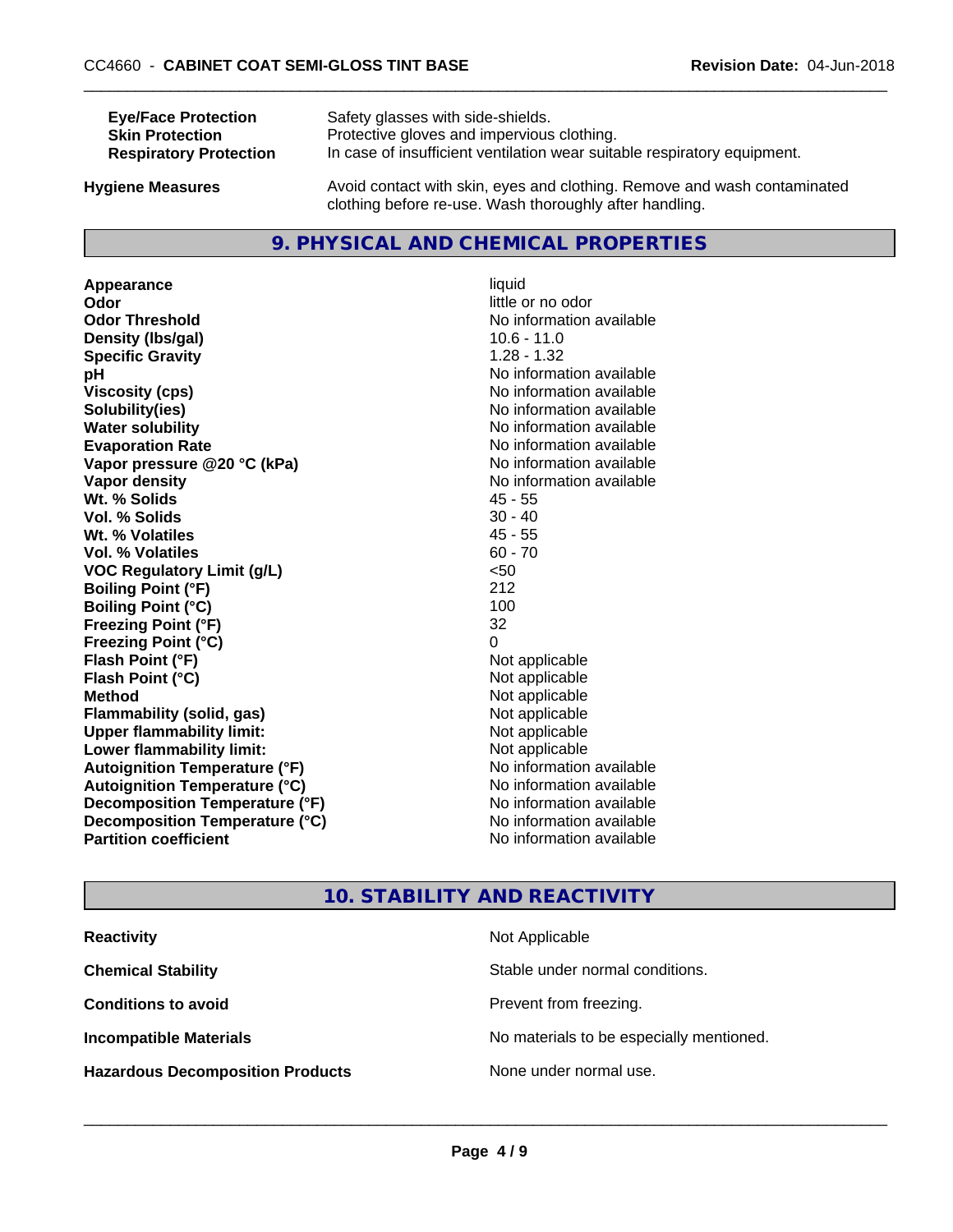| | |
|---|---|
| **Eye/Face Protection** | Safety glasses with side-shields. |
| **Skin Protection** | Protective gloves and impervious clothing. |
| **Respiratory Protection** | In case of insufficient ventilation wear suitable respiratory equipment. |
| **Hygiene Measures** | Avoid contact with skin, eyes and clothing. Remove and wash contaminated clothing before re-use. Wash thoroughly after handling. |

## 9. PHYSICAL AND CHEMICAL PROPERTIES

| | |
|---|---|
| **Appearance** | liquid |
| **Odor** | little or no odor |
| **Odor Threshold** | No information available |
| **Density (lbs/gal)** | 10.6 - 11.0 |
| **Specific Gravity** | 1.28 - 1.32 |
| **pH** | No information available |
| **Viscosity (cps)** | No information available |
| **Solubility(ies)** | No information available |
| **Water solubility** | No information available |
| **Evaporation Rate** | No information available |
| **Vapor pressure @20 °C (kPa)** | No information available |
| **Vapor density** | No information available |
| **Wt. % Solids** | 45 - 55 |
| **Vol. % Solids** | 30 - 40 |
| **Wt. % Volatiles** | 45 - 55 |
| **Vol. % Volatiles** | 60 - 70 |
| **VOC Regulatory Limit (g/L)** | <50 |
| **Boiling Point (°F)** | 212 |
| **Boiling Point (°C)** | 100 |
| **Freezing Point (°F)** | 32 |
| **Freezing Point (°C)** | 0 |
| **Flash Point (°F)** | Not applicable |
| **Flash Point (°C)** | Not applicable |
| **Method** | Not applicable |
| **Flammability (solid, gas)** | Not applicable |
| **Upper flammability limit:** | Not applicable |
| **Lower flammability limit:** | Not applicable |
| **Autoignition Temperature (°F)** | No information available |
| **Autoignition Temperature (°C)** | No information available |
| **Decomposition Temperature (°F)** | No information available |
| **Decomposition Temperature (°C)** | No information available |
| **Partition coefficient** | No information available |

## 10. STABILITY AND REACTIVITY

| | |
|---|---|
| **Reactivity** | Not Applicable |
| **Chemical Stability** | Stable under normal conditions. |
| **Conditions to avoid** | Prevent from freezing. |
| **Incompatible Materials** | No materials to be especially mentioned. |
| **Hazardous Decomposition Products** | None under normal use. |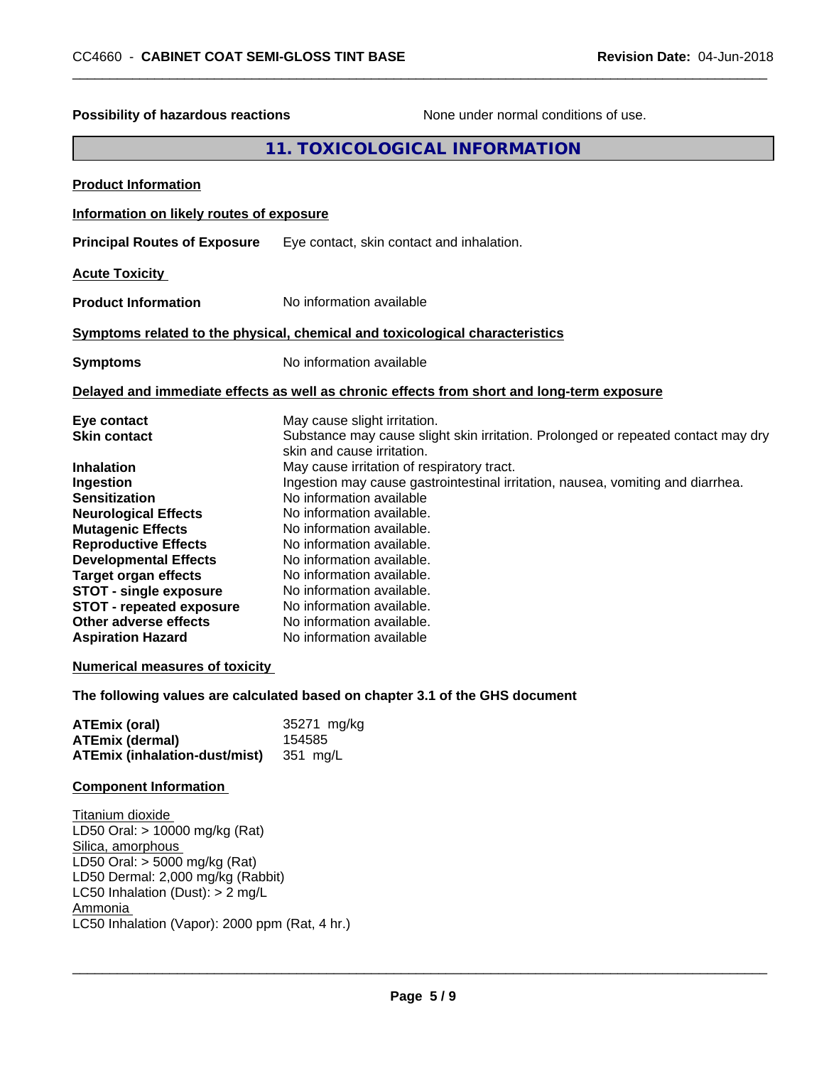**Possibility of hazardous reactions** None under normal conditions of use.

## 11. TOXICOLOGICAL INFORMATION

**Product Information**

**Information on likely routes of exposure**

**Principal Routes of Exposure** Eye contact, skin contact and inhalation.

**Acute Toxicity**

**Product Information** No information available

**Symptoms related to the physical, chemical and toxicological characteristics**

**Symptoms** No information available

**Delayed and immediate effects as well as chronic effects from short and long-term exposure**

| | |
|---|---|
| **Eye contact** | May cause slight irritation. |
| **Skin contact** | Substance may cause slight skin irritation. Prolonged or repeated contact may dry skin and cause irritation. |
| **Inhalation** | May cause irritation of respiratory tract. |
| **Ingestion** | Ingestion may cause gastrointestinal irritation, nausea, vomiting and diarrhea. |
| **Sensitization** | No information available |
| **Neurological Effects** | No information available. |
| **Mutagenic Effects** | No information available. |
| **Reproductive Effects** | No information available. |
| **Developmental Effects** | No information available. |
| **Target organ effects** | No information available. |
| **STOT - single exposure** | No information available. |
| **STOT - repeated exposure** | No information available. |
| **Other adverse effects** | No information available. |
| **Aspiration Hazard** | No information available |

**Numerical measures of toxicity**

**The following values are calculated based on chapter 3.1 of the GHS document**

| | |
|---|---|
| **ATEmix (oral)** | 35271 mg/kg |
| **ATEmix (dermal)** | 154585 |
| **ATEmix (inhalation-dust/mist)** | 351 mg/L |

**Component Information**

Titanium dioxide
LD50 Oral: > 10000 mg/kg (Rat)
Silica, amorphous
LD50 Oral: > 5000 mg/kg (Rat)
LD50 Dermal: 2,000 mg/kg (Rabbit)
LC50 Inhalation (Dust): > 2 mg/L
Ammonia
LC50 Inhalation (Vapor): 2000 ppm (Rat, 4 hr.)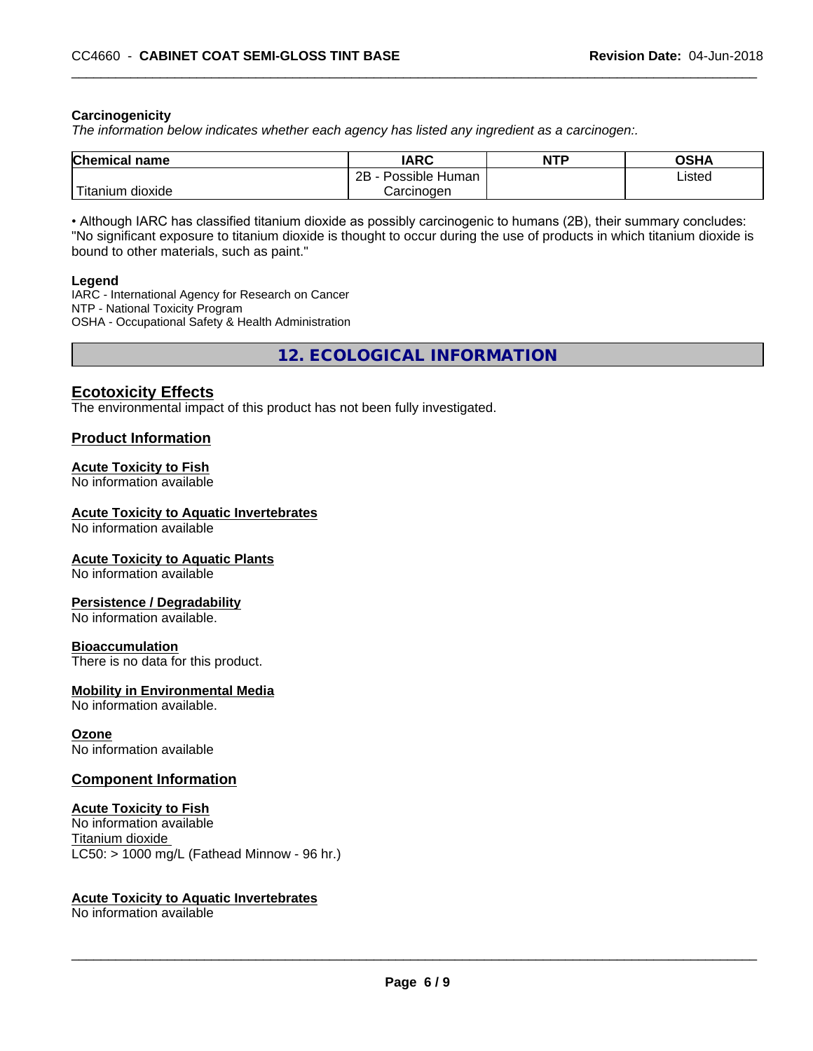#### Carcinogenicity

*The information below indicates whether each agency has listed any ingredient as a carcinogen:.*

| Chemical name | IARC | NTP | OSHA |
|---|---|---|---|
| Titanium dioxide | 2B - Possible Human Carcinogen | | Listed |

• Although IARC has classified titanium dioxide as possibly carcinogenic to humans (2B), their summary concludes: "No significant exposure to titanium dioxide is thought to occur during the use of products in which titanium dioxide is bound to other materials, such as paint."

**Legend**

IARC - International Agency for Research on Cancer
NTP - National Toxicity Program
OSHA - Occupational Safety & Health Administration

## 12. ECOLOGICAL INFORMATION

### Ecotoxicity Effects

The environmental impact of this product has not been fully investigated.

### Product Information

#### Acute Toxicity to Fish

No information available

#### Acute Toxicity to Aquatic Invertebrates

No information available

#### Acute Toxicity to Aquatic Plants

No information available

#### Persistence / Degradability

No information available.

#### Bioaccumulation

There is no data for this product.

#### Mobility in Environmental Media

No information available.

#### Ozone

No information available

### Component Information

#### Acute Toxicity to Fish

No information available
Titanium dioxide
LC50: > 1000 mg/L (Fathead Minnow - 96 hr.)

#### Acute Toxicity to Aquatic Invertebrates

No information available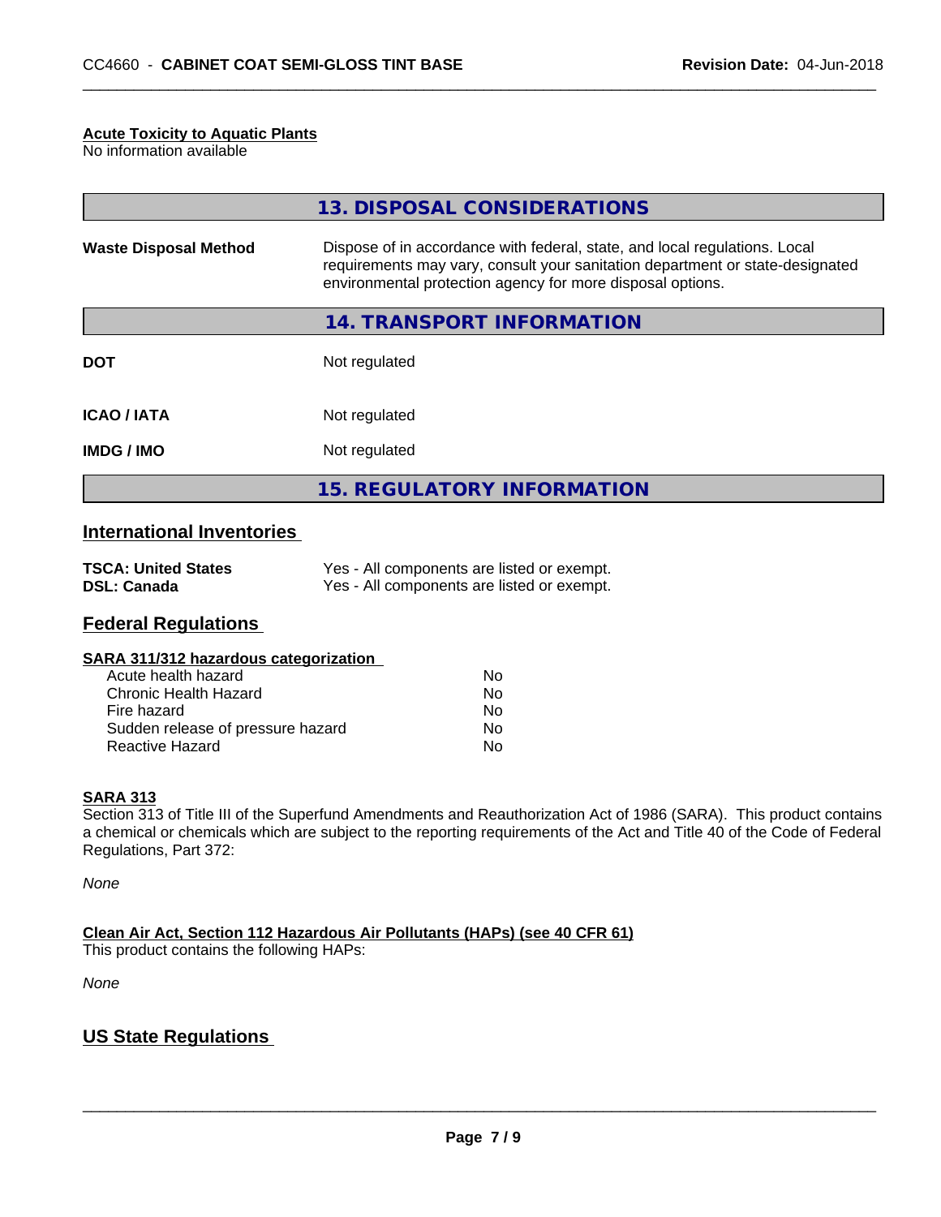**Acute Toxicity to Aquatic Plants**
No information available

## 13. DISPOSAL CONSIDERATIONS

| | |
|---|---|
| **Waste Disposal Method** | Dispose of in accordance with federal, state, and local regulations. Local requirements may vary, consult your sanitation department or state-designated environmental protection agency for more disposal options. |

## 14. TRANSPORT INFORMATION

| | |
|---|---|
| **DOT** | Not regulated |
| **ICAO / IATA** | Not regulated |
| **IMDG / IMO** | Not regulated |

## 15. REGULATORY INFORMATION

### International Inventories

| | |
|---|---|
| **TSCA: United States** | Yes - All components are listed or exempt. |
| **DSL: Canada** | Yes - All components are listed or exempt. |

### Federal Regulations

**SARA 311/312 hazardous categorization**

| | |
|---|---|
| Acute health hazard | No |
| Chronic Health Hazard | No |
| Fire hazard | No |
| Sudden release of pressure hazard | No |
| Reactive Hazard | No |

**SARA 313**
Section 313 of Title III of the Superfund Amendments and Reauthorization Act of 1986 (SARA). This product contains a chemical or chemicals which are subject to the reporting requirements of the Act and Title 40 of the Code of Federal Regulations, Part 372:

*None*

**Clean Air Act, Section 112 Hazardous Air Pollutants (HAPs) (see 40 CFR 61)**
This product contains the following HAPs:

*None*

### US State Regulations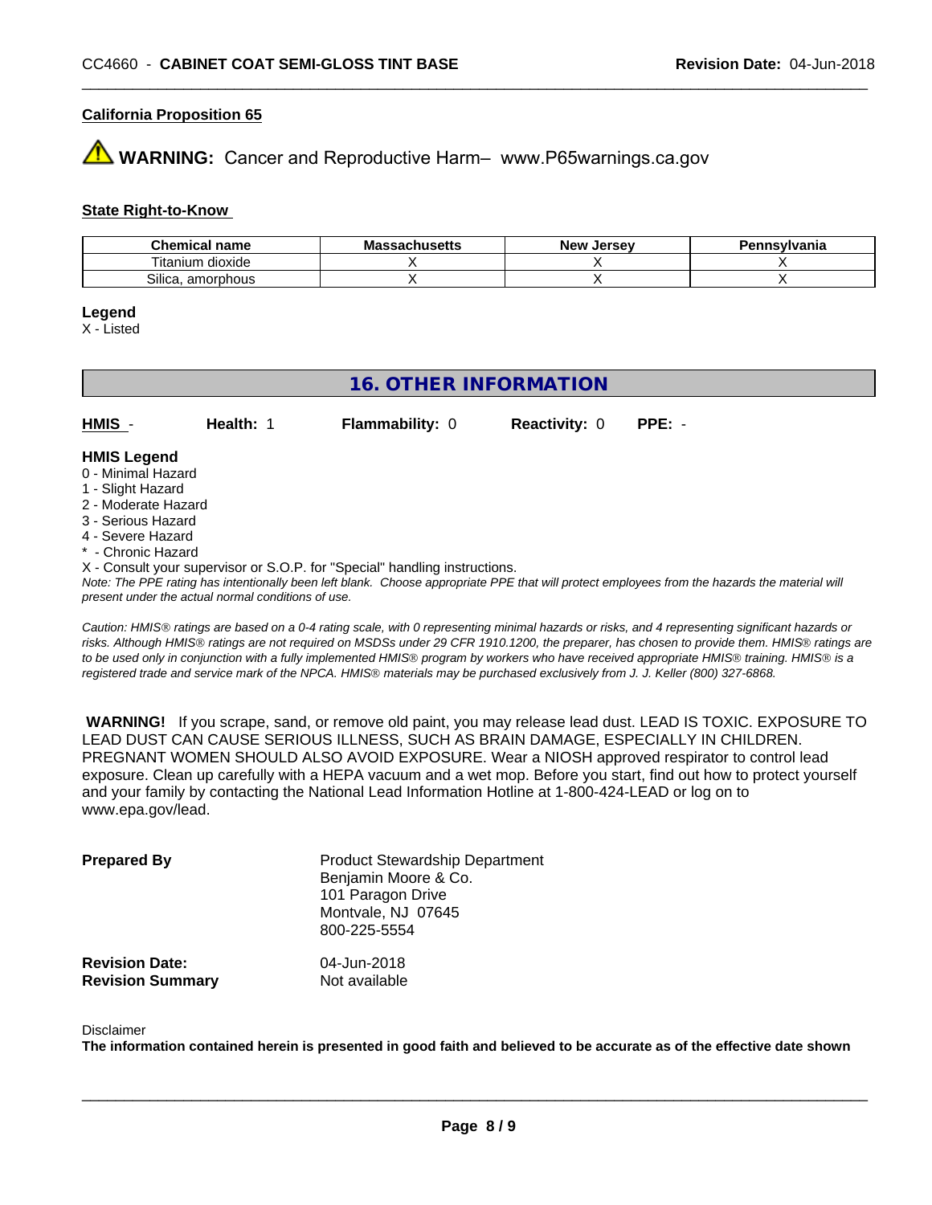**California Proposition 65**

**WARNING:** Cancer and Reproductive Harm– www.P65warnings.ca.gov

**State Right-to-Know**

| Chemical name | Massachusetts | New Jersey | Pennsylvania |
|---|---|---|---|
| Titanium dioxide | X | X | X |
| Silica, amorphous | X | X | X |

**Legend**

X - Listed

## 16. OTHER INFORMATION

**HMIS** - **Health:** 1 **Flammability:** 0 **Reactivity:** 0 **PPE:** -

**HMIS Legend**

0 - Minimal Hazard
1 - Slight Hazard
2 - Moderate Hazard
3 - Serious Hazard
4 - Severe Hazard
* - Chronic Hazard
X - Consult your supervisor or S.O.P. for "Special" handling instructions.

*Note: The PPE rating has intentionally been left blank. Choose appropriate PPE that will protect employees from the hazards the material will present under the actual normal conditions of use.*

*Caution: HMIS® ratings are based on a 0-4 rating scale, with 0 representing minimal hazards or risks, and 4 representing significant hazards or risks. Although HMIS® ratings are not required on MSDSs under 29 CFR 1910.1200, the preparer, has chosen to provide them. HMIS® ratings are to be used only in conjunction with a fully implemented HMIS® program by workers who have received appropriate HMIS® training. HMIS® is a registered trade and service mark of the NPCA. HMIS® materials may be purchased exclusively from J. J. Keller (800) 327-6868.*

**WARNING!** If you scrape, sand, or remove old paint, you may release lead dust. LEAD IS TOXIC. EXPOSURE TO LEAD DUST CAN CAUSE SERIOUS ILLNESS, SUCH AS BRAIN DAMAGE, ESPECIALLY IN CHILDREN. PREGNANT WOMEN SHOULD ALSO AVOID EXPOSURE. Wear a NIOSH approved respirator to control lead exposure. Clean up carefully with a HEPA vacuum and a wet mop. Before you start, find out how to protect yourself and your family by contacting the National Lead Information Hotline at 1-800-424-LEAD or log on to www.epa.gov/lead.

**Prepared By**
Product Stewardship Department
Benjamin Moore & Co.
101 Paragon Drive
Montvale, NJ 07645
800-225-5554

**Revision Date:** 04-Jun-2018
**Revision Summary** Not available

Disclaimer

**The information contained herein is presented in good faith and believed to be accurate as of the effective date shown**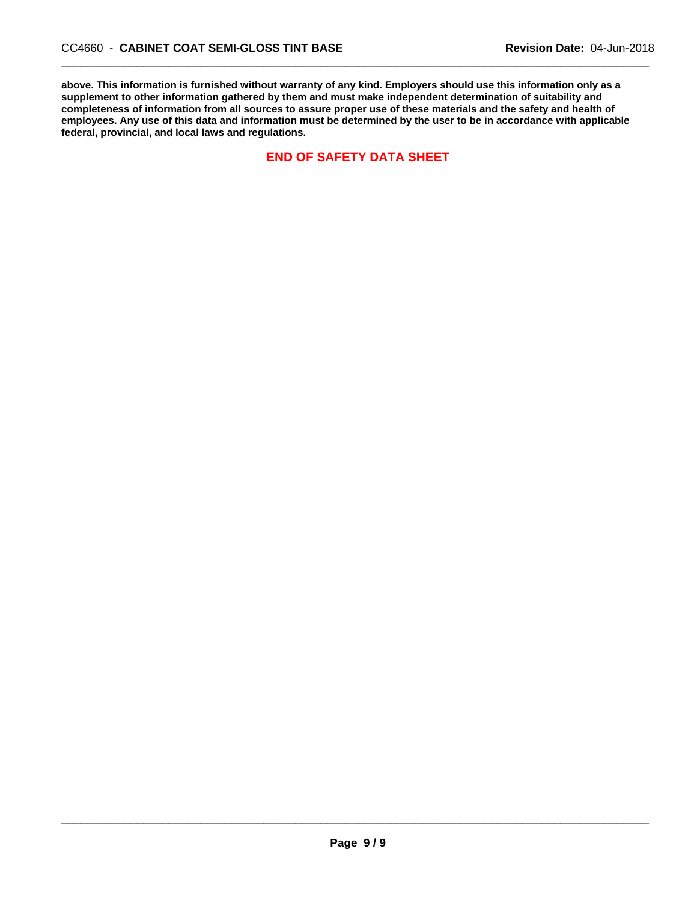**above. This information is furnished without warranty of any kind. Employers should use this information only as a supplement to other information gathered by them and must make independent determination of suitability and completeness of information from all sources to assure proper use of these materials and the safety and health of employees. Any use of this data and information must be determined by the user to be in accordance with applicable federal, provincial, and local laws and regulations.**

**END OF SAFETY DATA SHEET**